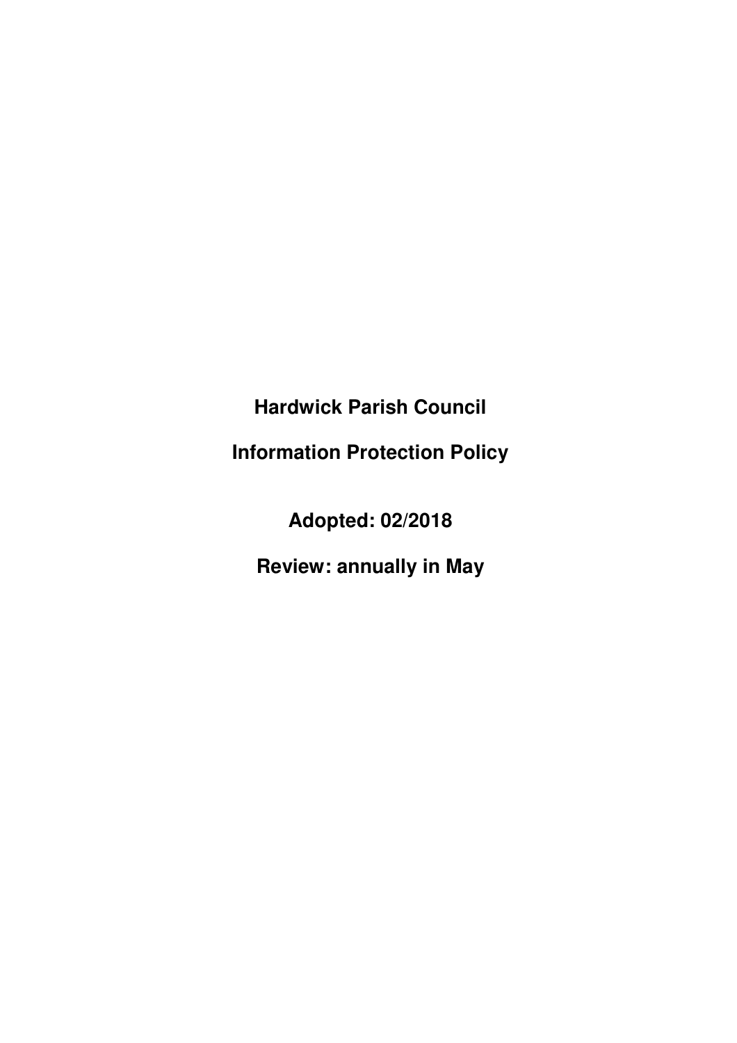# Hardwick Parish Council

## Information Protection Policy

**Adopted: 02/2018**

**Review: annually in May**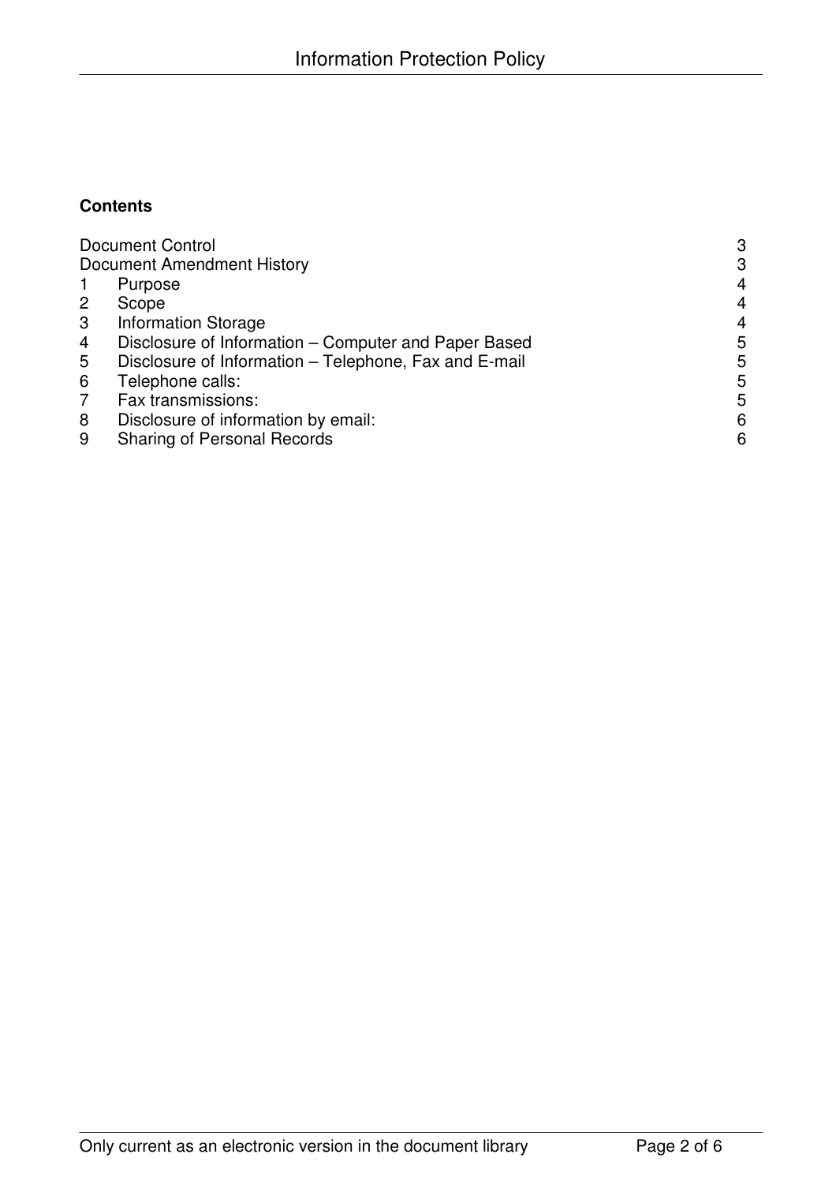**Contents**

| | | |
|---|---|---|
| Document Control | | 3 |
| Document Amendment History | | 3 |
| 1 | Purpose | 4 |
| 2 | Scope | 4 |
| 3 | Information Storage | 4 |
| 4 | Disclosure of Information – Computer and Paper Based | 5 |
| 5 | Disclosure of Information – Telephone, Fax and E-mail | 5 |
| 6 | Telephone calls: | 5 |
| 7 | Fax transmissions: | 5 |
| 8 | Disclosure of information by email: | 6 |
| 9 | Sharing of Personal Records | 6 |

Only current as an electronic version in the document library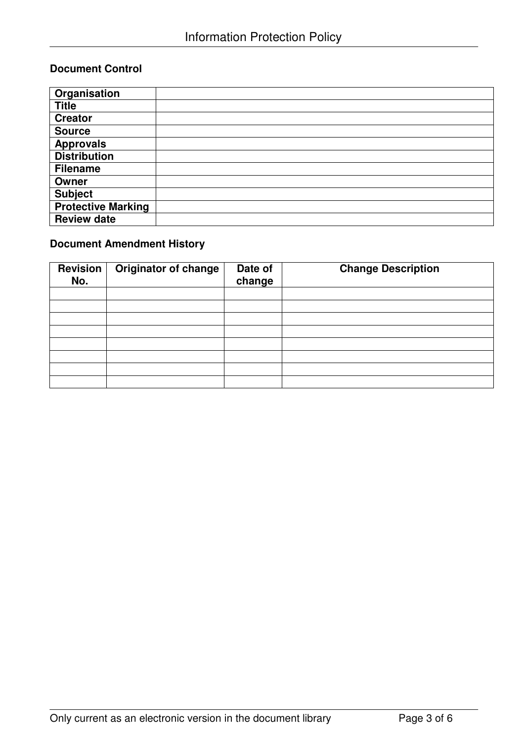## Document Control

| | |
|---|---|
| **Organisation** | |
| **Title** | |
| **Creator** | |
| **Source** | |
| **Approvals** | |
| **Distribution** | |
| **Filename** | |
| **Owner** | |
| **Subject** | |
| **Protective Marking** | |
| **Review date** | |

## Document Amendment History

| Revision No. | Originator of change | Date of change | Change Description |
|---|---|---|---|
| | | | |
| | | | |
| | | | |
| | | | |
| | | | |
| | | | |
| | | | |
| | | | |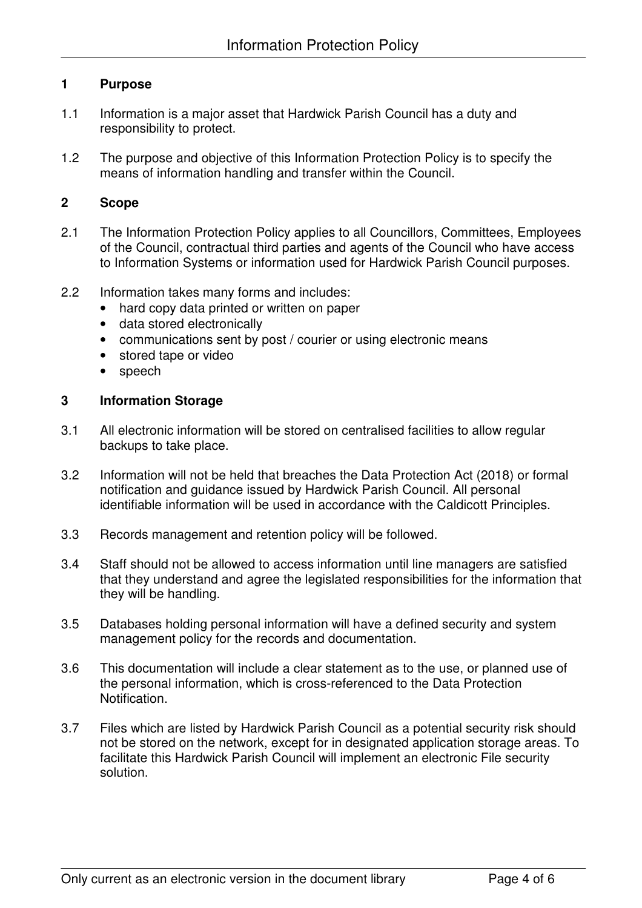## 1 Purpose

1.1 Information is a major asset that Hardwick Parish Council has a duty and responsibility to protect.

1.2 The purpose and objective of this Information Protection Policy is to specify the means of information handling and transfer within the Council.

## 2 Scope

2.1 The Information Protection Policy applies to all Councillors, Committees, Employees of the Council, contractual third parties and agents of the Council who have access to Information Systems or information used for Hardwick Parish Council purposes.

2.2 Information takes many forms and includes:

- hard copy data printed or written on paper
- data stored electronically
- communications sent by post / courier or using electronic means
- stored tape or video
- speech

## 3 Information Storage

3.1 All electronic information will be stored on centralised facilities to allow regular backups to take place.

3.2 Information will not be held that breaches the Data Protection Act (2018) or formal notification and guidance issued by Hardwick Parish Council. All personal identifiable information will be used in accordance with the Caldicott Principles.

3.3 Records management and retention policy will be followed.

3.4 Staff should not be allowed to access information until line managers are satisfied that they understand and agree the legislated responsibilities for the information that they will be handling.

3.5 Databases holding personal information will have a defined security and system management policy for the records and documentation.

3.6 This documentation will include a clear statement as to the use, or planned use of the personal information, which is cross-referenced to the Data Protection Notification.

3.7 Files which are listed by Hardwick Parish Council as a potential security risk should not be stored on the network, except for in designated application storage areas. To facilitate this Hardwick Parish Council will implement an electronic File security solution.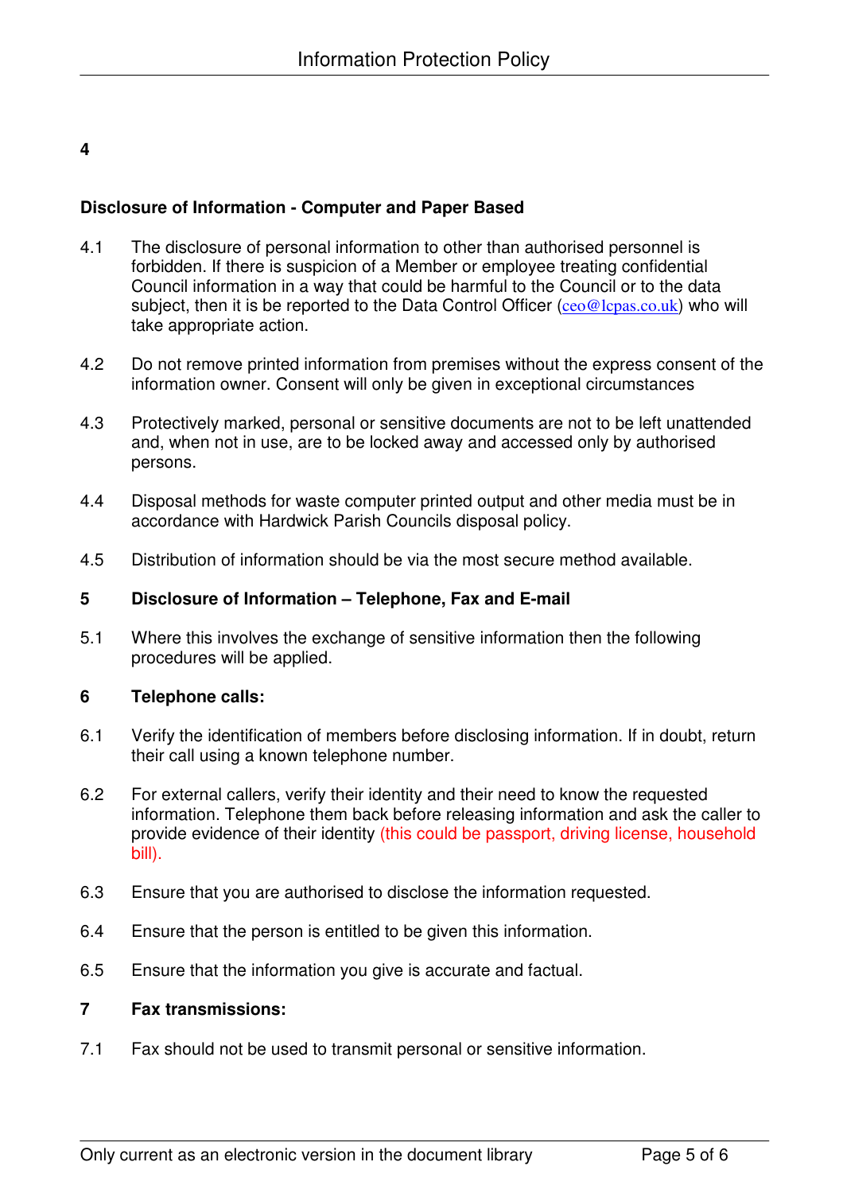## 4

## Disclosure of Information - Computer and Paper Based

4.1 The disclosure of personal information to other than authorised personnel is forbidden. If there is suspicion of a Member or employee treating confidential Council information in a way that could be harmful to the Council or to the data subject, then it is be reported to the Data Control Officer (ceo@lcpas.co.uk) who will take appropriate action.

4.2 Do not remove printed information from premises without the express consent of the information owner. Consent will only be given in exceptional circumstances

4.3 Protectively marked, personal or sensitive documents are not to be left unattended and, when not in use, are to be locked away and accessed only by authorised persons.

4.4 Disposal methods for waste computer printed output and other media must be in accordance with Hardwick Parish Councils disposal policy.

4.5 Distribution of information should be via the most secure method available.

## 5 Disclosure of Information – Telephone, Fax and E-mail

5.1 Where this involves the exchange of sensitive information then the following procedures will be applied.

## 6 Telephone calls:

6.1 Verify the identification of members before disclosing information. If in doubt, return their call using a known telephone number.

6.2 For external callers, verify their identity and their need to know the requested information. Telephone them back before releasing information and ask the caller to provide evidence of their identity (this could be passport, driving license, household bill).

6.3 Ensure that you are authorised to disclose the information requested.

6.4 Ensure that the person is entitled to be given this information.

6.5 Ensure that the information you give is accurate and factual.

## 7 Fax transmissions:

7.1 Fax should not be used to transmit personal or sensitive information.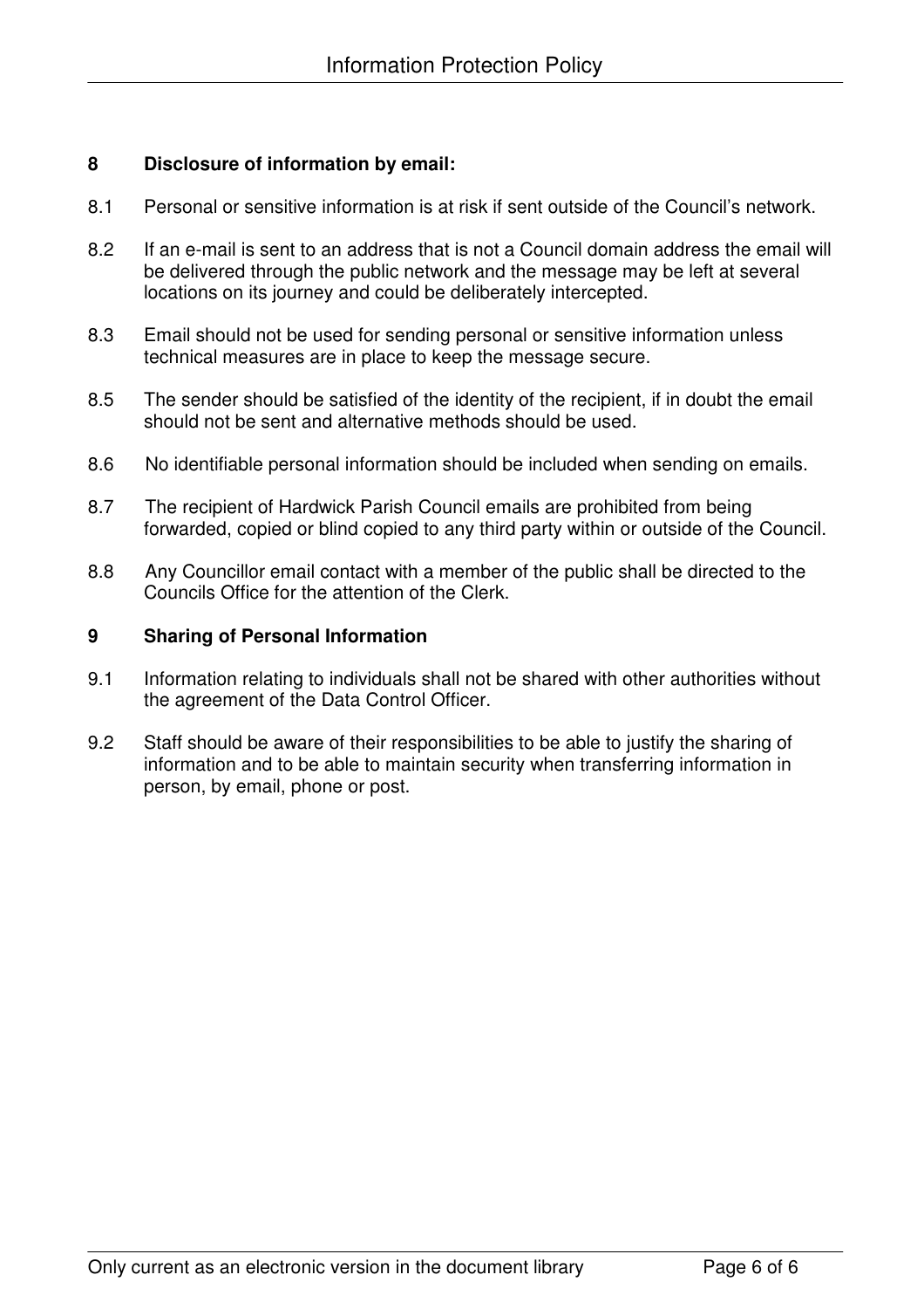## 8 Disclosure of information by email:

8.1 Personal or sensitive information is at risk if sent outside of the Council's network.

8.2 If an e-mail is sent to an address that is not a Council domain address the email will be delivered through the public network and the message may be left at several locations on its journey and could be deliberately intercepted.

8.3 Email should not be used for sending personal or sensitive information unless technical measures are in place to keep the message secure.

8.5 The sender should be satisfied of the identity of the recipient, if in doubt the email should not be sent and alternative methods should be used.

8.6 No identifiable personal information should be included when sending on emails.

8.7 The recipient of Hardwick Parish Council emails are prohibited from being forwarded, copied or blind copied to any third party within or outside of the Council.

8.8 Any Councillor email contact with a member of the public shall be directed to the Councils Office for the attention of the Clerk.

## 9 Sharing of Personal Information

9.1 Information relating to individuals shall not be shared with other authorities without the agreement of the Data Control Officer.

9.2 Staff should be aware of their responsibilities to be able to justify the sharing of information and to be able to maintain security when transferring information in person, by email, phone or post.